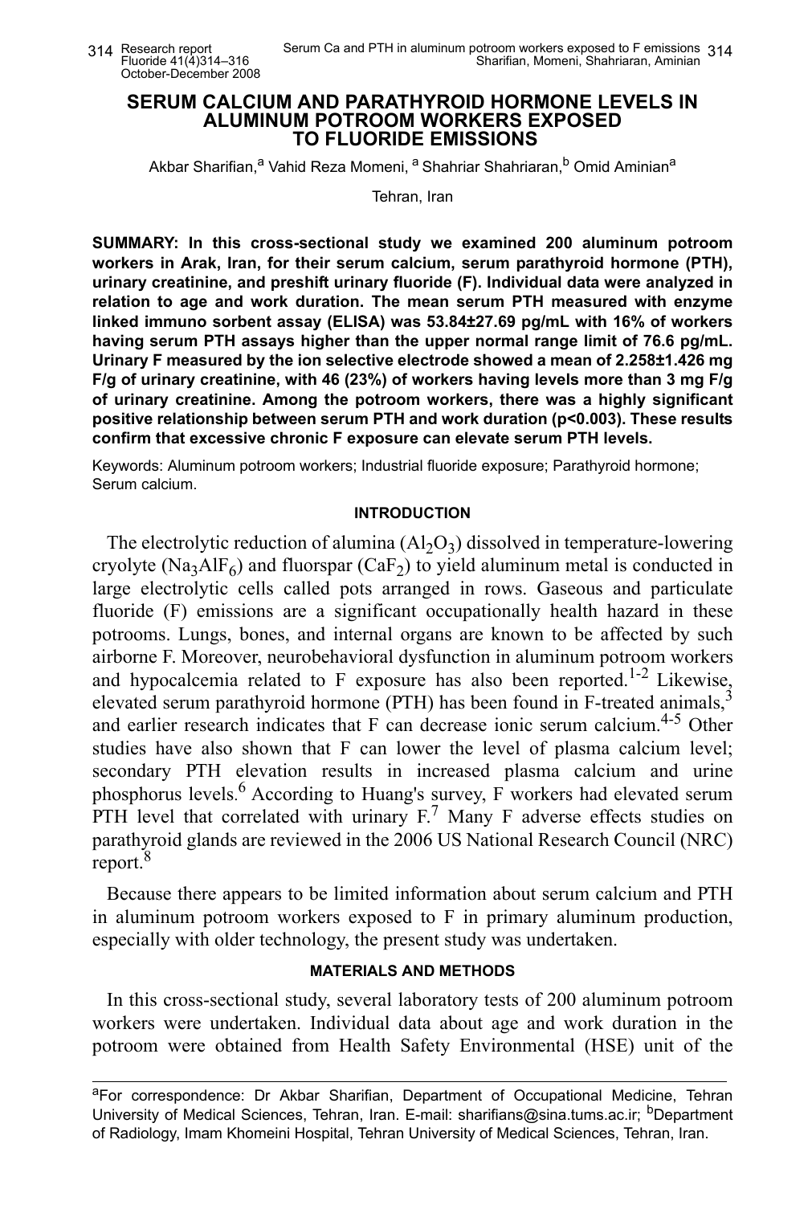# SERUM CALCIUM AND PARATHYROID HORMONE LEVELS IN ALUMINUM POTROOM WORKERS EXPOSED TO FLUORIDE EMISSIONS

Akbar Sharifian,[a] Vahid Reza Momeni, [a] Shahriar Shahriaran,[b] Omid Aminian[a]

Tehran, Iran

**SUMMARY: In this cross-sectional study we examined 200 aluminum potroom workers in Arak, Iran, for their serum calcium, serum parathyroid hormone (PTH), urinary creatinine, and preshift urinary fluoride (F). Individual data were analyzed in relation to age and work duration. The mean serum PTH measured with enzyme linked immuno sorbent assay (ELISA) was 53.84±27.69 pg/mL with 16% of workers having serum PTH assays higher than the upper normal range limit of 76.6 pg/mL. Urinary F measured by the ion selective electrode showed a mean of 2.258±1.426 mg F/g of urinary creatinine, with 46 (23%) of workers having levels more than 3 mg F/g of urinary creatinine. Among the potroom workers, there was a highly significant positive relationship between serum PTH and work duration ($p<0.003$). These results confirm that excessive chronic F exposure can elevate serum PTH levels.**

Keywords: Aluminum potroom workers; Industrial fluoride exposure; Parathyroid hormone; Serum calcium.

## INTRODUCTION

The electrolytic reduction of alumina ($Al_2O_3$) dissolved in temperature-lowering cryolyte ($Na_3AlF_6$) and fluorspar ($CaF_2$) to yield aluminum metal is conducted in large electrolytic cells called pots arranged in rows. Gaseous and particulate fluoride (F) emissions are a significant occupationally health hazard in these potrooms. Lungs, bones, and internal organs are known to be affected by such airborne F. Moreover, neurobehavioral dysfunction in aluminum potroom workers and hypocalcemia related to F exposure has also been reported.[1-2] Likewise, elevated serum parathyroid hormone (PTH) has been found in F-treated animals,[3] and earlier research indicates that F can decrease ionic serum calcium.[4-5] Other studies have also shown that F can lower the level of plasma calcium level; secondary PTH elevation results in increased plasma calcium and urine phosphorus levels.[6] According to Huang's survey, F workers had elevated serum PTH level that correlated with urinary F.[7] Many F adverse effects studies on parathyroid glands are reviewed in the 2006 US National Research Council (NRC) report.[8]

Because there appears to be limited information about serum calcium and PTH in aluminum potroom workers exposed to F in primary aluminum production, especially with older technology, the present study was undertaken.

## MATERIALS AND METHODS

In this cross-sectional study, several laboratory tests of 200 aluminum potroom workers were undertaken. Individual data about age and work duration in the potroom were obtained from Health Safety Environmental (HSE) unit of the

---

[a]For correspondence: Dr Akbar Sharifian, Department of Occupational Medicine, Tehran University of Medical Sciences, Tehran, Iran. E-mail: sharifians@sina.tums.ac.ir; [b]Department of Radiology, Imam Khomeini Hospital, Tehran University of Medical Sciences, Tehran, Iran.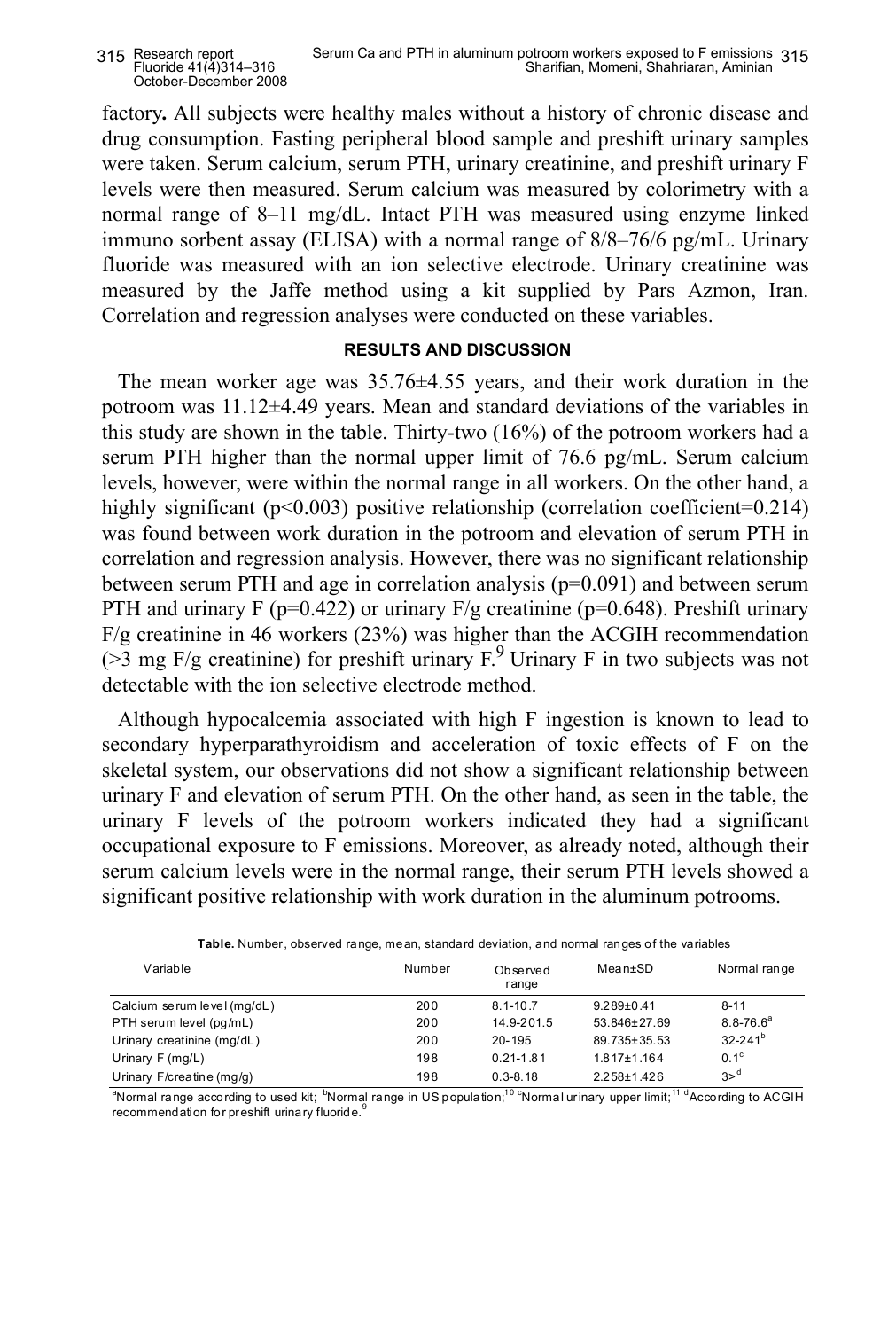factory**.** All subjects were healthy males without a history of chronic disease and drug consumption. Fasting peripheral blood sample and preshift urinary samples were taken. Serum calcium, serum PTH, urinary creatinine, and preshift urinary F levels were then measured. Serum calcium was measured by colorimetry with a normal range of 8–11 mg/dL. Intact PTH was measured using enzyme linked immuno sorbent assay (ELISA) with a normal range of 8/8–76/6 pg/mL. Urinary fluoride was measured with an ion selective electrode. Urinary creatinine was measured by the Jaffe method using a kit supplied by Pars Azmon, Iran. Correlation and regression analyses were conducted on these variables.

## RESULTS AND DISCUSSION

The mean worker age was 35.76±4.55 years, and their work duration in the potroom was 11.12±4.49 years. Mean and standard deviations of the variables in this study are shown in the table. Thirty-two (16%) of the potroom workers had a serum PTH higher than the normal upper limit of 76.6 pg/mL. Serum calcium levels, however, were within the normal range in all workers. On the other hand, a highly significant ($p<0.003$) positive relationship (correlation coefficient=0.214) was found between work duration in the potroom and elevation of serum PTH in correlation and regression analysis. However, there was no significant relationship between serum PTH and age in correlation analysis ($p=0.091$) and between serum PTH and urinary F ($p=0.422$) or urinary F/g creatinine ($p=0.648$). Preshift urinary F/g creatinine in 46 workers (23%) was higher than the ACGIH recommendation (>3 mg F/g creatinine) for preshift urinary F.[9] Urinary F in two subjects was not detectable with the ion selective electrode method.

Although hypocalcemia associated with high F ingestion is known to lead to secondary hyperparathyroidism and acceleration of toxic effects of F on the skeletal system, our observations did not show a significant relationship between urinary F and elevation of serum PTH. On the other hand, as seen in the table, the urinary F levels of the potroom workers indicated they had a significant occupational exposure to F emissions. Moreover, as already noted, although their serum calcium levels were in the normal range, their serum PTH levels showed a significant positive relationship with work duration in the aluminum potrooms.

**Table.** Number, observed range, mean, standard deviation, and normal ranges of the variables

| Variable | Number | Observed range | Mean±SD | Normal range |
|---|---|---|---|---|
| Calcium serum level (mg/dL) | 200 | 8.1-10.7 | 9.289±0.41 | 8-11 |
| PTH serum level (pg/mL) | 200 | 14.9-201.5 | 53.846±27.69 | 8.8-76.6[a] |
| Urinary creatinine (mg/dL) | 200 | 20-195 | 89.735±35.53 | 32-241[b] |
| Urinary F (mg/L) | 198 | 0.21-1.81 | 1.817±1.164 | 0.1[c] |
| Urinary F/creatine (mg/g) | 198 | 0.3-8.18 | 2.258±1.426 | 3>[d] |

[a]Normal range according to used kit; [b]Normal range in US population;[10] [c]Normal urinary upper limit;[11] [d]According to ACGIH recommendation for preshift urinary fluoride.[9]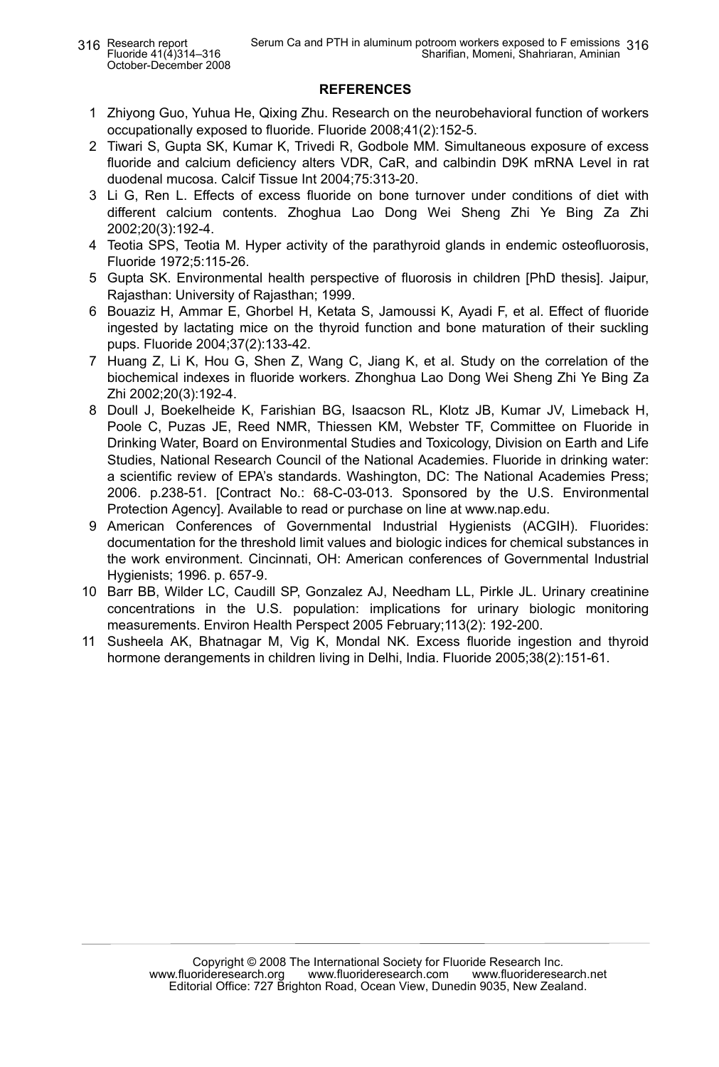## REFERENCES

1. Zhiyong Guo, Yuhua He, Qixing Zhu. Research on the neurobehavioral function of workers occupationally exposed to fluoride. Fluoride 2008;41(2):152-5.
2. Tiwari S, Gupta SK, Kumar K, Trivedi R, Godbole MM. Simultaneous exposure of excess fluoride and calcium deficiency alters VDR, CaR, and calbindin D9K mRNA Level in rat duodenal mucosa. Calcif Tissue Int 2004;75:313-20.
3. Li G, Ren L. Effects of excess fluoride on bone turnover under conditions of diet with different calcium contents. Zhoghua Lao Dong Wei Sheng Zhi Ye Bing Za Zhi 2002;20(3):192-4.
4. Teotia SPS, Teotia M. Hyper activity of the parathyroid glands in endemic osteofluorosis, Fluoride 1972;5:115-26.
5. Gupta SK. Environmental health perspective of fluorosis in children [PhD thesis]. Jaipur, Rajasthan: University of Rajasthan; 1999.
6. Bouaziz H, Ammar E, Ghorbel H, Ketata S, Jamoussi K, Ayadi F, et al. Effect of fluoride ingested by lactating mice on the thyroid function and bone maturation of their suckling pups. Fluoride 2004;37(2):133-42.
7. Huang Z, Li K, Hou G, Shen Z, Wang C, Jiang K, et al. Study on the correlation of the biochemical indexes in fluoride workers. Zhonghua Lao Dong Wei Sheng Zhi Ye Bing Za Zhi 2002;20(3):192-4.
8. Doull J, Boekelheide K, Farishian BG, Isaacson RL, Klotz JB, Kumar JV, Limeback H, Poole C, Puzas JE, Reed NMR, Thiessen KM, Webster TF, Committee on Fluoride in Drinking Water, Board on Environmental Studies and Toxicology, Division on Earth and Life Studies, National Research Council of the National Academies. Fluoride in drinking water: a scientific review of EPA's standards. Washington, DC: The National Academies Press; 2006. p.238-51. [Contract No.: 68-C-03-013. Sponsored by the U.S. Environmental Protection Agency]. Available to read or purchase on line at www.nap.edu.
9. American Conferences of Governmental Industrial Hygienists (ACGIH). Fluorides: documentation for the threshold limit values and biologic indices for chemical substances in the work environment. Cincinnati, OH: American conferences of Governmental Industrial Hygienists; 1996. p. 657-9.
10. Barr BB, Wilder LC, Caudill SP, Gonzalez AJ, Needham LL, Pirkle JL. Urinary creatinine concentrations in the U.S. population: implications for urinary biologic monitoring measurements. Environ Health Perspect 2005 February;113(2): 192-200.
11. Susheela AK, Bhatnagar M, Vig K, Mondal NK. Excess fluoride ingestion and thyroid hormone derangements in children living in Delhi, India. Fluoride 2005;38(2):151-61.